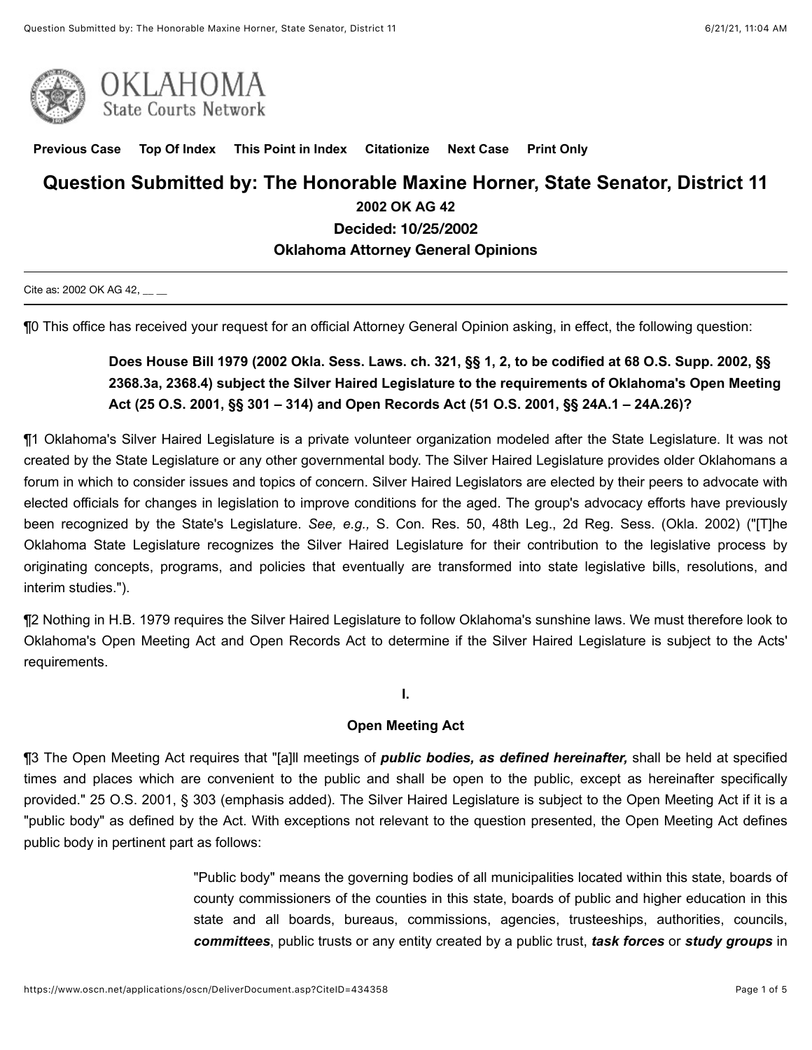Previous Case Top Of Index This Point in Index Citationize Next Case Print Only

# Question Submitted by: The Honorable Maxine Horner, State Senator, District 11

**2002 OK AG 42**

**Decided: 10/25/2002**

**Oklahoma Attorney General Opinions**

---

Cite as: 2002 OK AG 42, __ __

---

¶0 This office has received your request for an official Attorney General Opinion asking, in effect, the following question:

> **Does House Bill 1979 (2002 Okla. Sess. Laws. ch. 321, §§ 1, 2, to be codified at 68 O.S. Supp. 2002, §§ 2368.3a, 2368.4) subject the Silver Haired Legislature to the requirements of Oklahoma's Open Meeting Act (25 O.S. 2001, §§ 301 – 314) and Open Records Act (51 O.S. 2001, §§ 24A.1 – 24A.26)?**

¶1 Oklahoma's Silver Haired Legislature is a private volunteer organization modeled after the State Legislature. It was not created by the State Legislature or any other governmental body. The Silver Haired Legislature provides older Oklahomans a forum in which to consider issues and topics of concern. Silver Haired Legislators are elected by their peers to advocate with elected officials for changes in legislation to improve conditions for the aged. The group's advocacy efforts have previously been recognized by the State's Legislature. *See, e.g.,* S. Con. Res. 50, 48th Leg., 2d Reg. Sess. (Okla. 2002) ("[T]he Oklahoma State Legislature recognizes the Silver Haired Legislature for their contribution to the legislative process by originating concepts, programs, and policies that eventually are transformed into state legislative bills, resolutions, and interim studies.").

¶2 Nothing in H.B. 1979 requires the Silver Haired Legislature to follow Oklahoma's sunshine laws. We must therefore look to Oklahoma's Open Meeting Act and Open Records Act to determine if the Silver Haired Legislature is subject to the Acts' requirements.

## I.

## Open Meeting Act

¶3 The Open Meeting Act requires that "[a]ll meetings of ***public bodies, as defined hereinafter,*** shall be held at specified times and places which are convenient to the public and shall be open to the public, except as hereinafter specifically provided." 25 O.S. 2001, § 303 (emphasis added). The Silver Haired Legislature is subject to the Open Meeting Act if it is a "public body" as defined by the Act. With exceptions not relevant to the question presented, the Open Meeting Act defines public body in pertinent part as follows:

> "Public body" means the governing bodies of all municipalities located within this state, boards of county commissioners of the counties in this state, boards of public and higher education in this state and all boards, bureaus, commissions, agencies, trusteeships, authorities, councils, ***committees***, public trusts or any entity created by a public trust, ***task forces*** or ***study groups*** in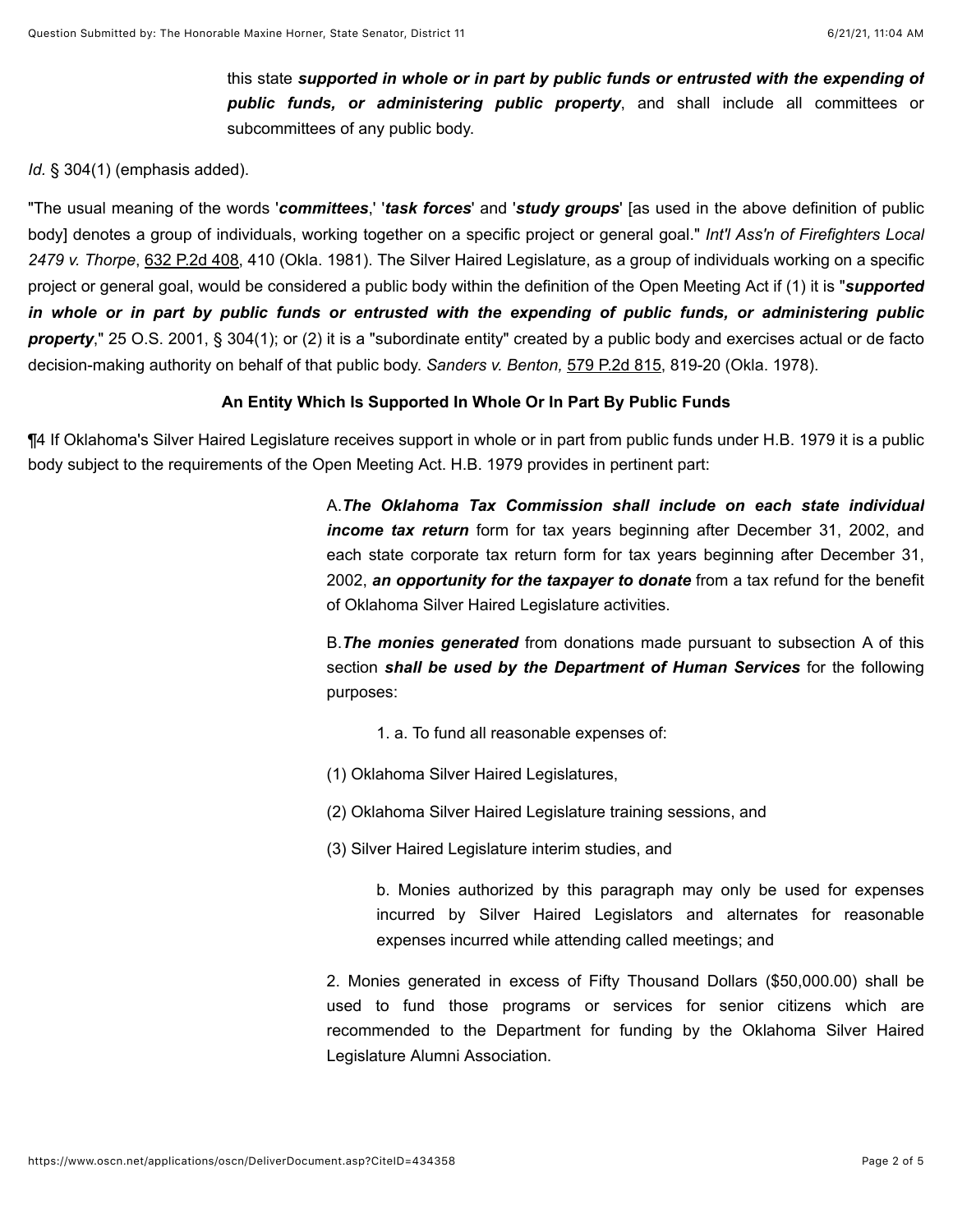> this state ***supported in whole or in part by public funds or entrusted with the expending of public funds, or administering public property***, and shall include all committees or subcommittees of any public body.

*Id.* § 304(1) (emphasis added).

"The usual meaning of the words '***committees***,' '***task forces***' and '***study groups***' [as used in the above definition of public body] denotes a group of individuals, working together on a specific project or general goal." *Int'l Ass'n of Firefighters Local 2479 v. Thorpe*, 632 P.2d 408, 410 (Okla. 1981). The Silver Haired Legislature, as a group of individuals working on a specific project or general goal, would be considered a public body within the definition of the Open Meeting Act if (1) it is "***supported in whole or in part by public funds or entrusted with the expending of public funds, or administering public property***," 25 O.S. 2001, § 304(1); or (2) it is a "subordinate entity" created by a public body and exercises actual or de facto decision-making authority on behalf of that public body. *Sanders v. Benton,* 579 P.2d 815, 819-20 (Okla. 1978).

**An Entity Which Is Supported In Whole Or In Part By Public Funds**

¶4 If Oklahoma's Silver Haired Legislature receives support in whole or in part from public funds under H.B. 1979 it is a public body subject to the requirements of the Open Meeting Act. H.B. 1979 provides in pertinent part:

> A. ***The Oklahoma Tax Commission shall include on each state individual income tax return*** form for tax years beginning after December 31, 2002, and each state corporate tax return form for tax years beginning after December 31, 2002, ***an opportunity for the taxpayer to donate*** from a tax refund for the benefit of Oklahoma Silver Haired Legislature activities.
>
> B. ***The monies generated*** from donations made pursuant to subsection A of this section ***shall be used by the Department of Human Services*** for the following purposes:
>
> 1. a. To fund all reasonable expenses of:
>
> (1) Oklahoma Silver Haired Legislatures,
>
> (2) Oklahoma Silver Haired Legislature training sessions, and
>
> (3) Silver Haired Legislature interim studies, and
>
> b. Monies authorized by this paragraph may only be used for expenses incurred by Silver Haired Legislators and alternates for reasonable expenses incurred while attending called meetings; and
>
> 2. Monies generated in excess of Fifty Thousand Dollars ($50,000.00) shall be used to fund those programs or services for senior citizens which are recommended to the Department for funding by the Oklahoma Silver Haired Legislature Alumni Association.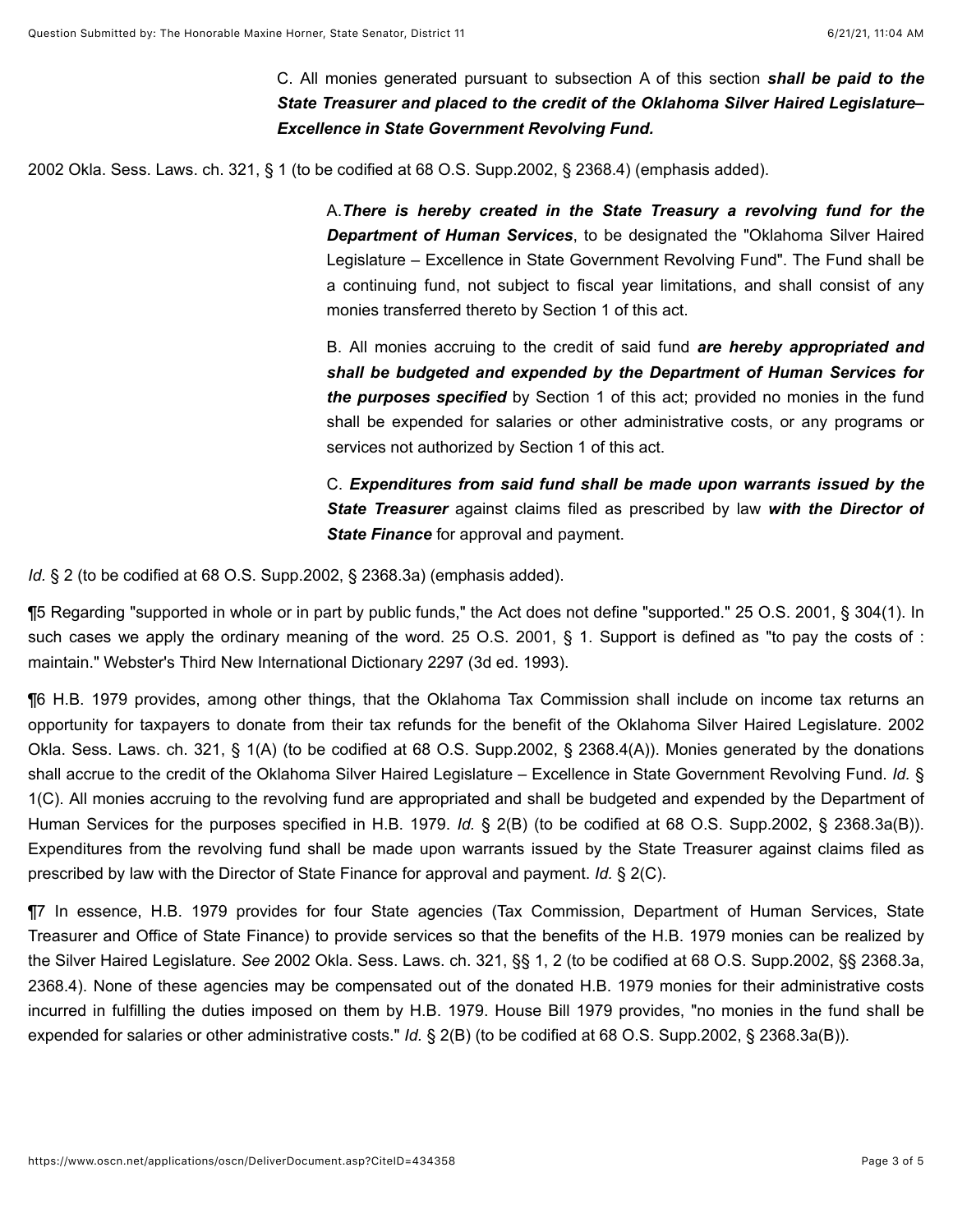> C. All monies generated pursuant to subsection A of this section ***shall be paid to the State Treasurer and placed to the credit of the Oklahoma Silver Haired Legislature– Excellence in State Government Revolving Fund.***

2002 Okla. Sess. Laws. ch. 321, § 1 (to be codified at 68 O.S. Supp.2002, § 2368.4) (emphasis added).

> A. ***There is hereby created in the State Treasury a revolving fund for the Department of Human Services***, to be designated the "Oklahoma Silver Haired Legislature – Excellence in State Government Revolving Fund". The Fund shall be a continuing fund, not subject to fiscal year limitations, and shall consist of any monies transferred thereto by Section 1 of this act.
>
> B. All monies accruing to the credit of said fund ***are hereby appropriated and shall be budgeted and expended by the Department of Human Services for the purposes specified*** by Section 1 of this act; provided no monies in the fund shall be expended for salaries or other administrative costs, or any programs or services not authorized by Section 1 of this act.
>
> C. ***Expenditures from said fund shall be made upon warrants issued by the State Treasurer*** against claims filed as prescribed by law ***with the Director of State Finance*** for approval and payment.

*Id.* § 2 (to be codified at 68 O.S. Supp.2002, § 2368.3a) (emphasis added).

¶5 Regarding "supported in whole or in part by public funds," the Act does not define "supported." 25 O.S. 2001, § 304(1). In such cases we apply the ordinary meaning of the word. 25 O.S. 2001, § 1. Support is defined as "to pay the costs of : maintain." Webster's Third New International Dictionary 2297 (3d ed. 1993).

¶6 H.B. 1979 provides, among other things, that the Oklahoma Tax Commission shall include on income tax returns an opportunity for taxpayers to donate from their tax refunds for the benefit of the Oklahoma Silver Haired Legislature. 2002 Okla. Sess. Laws. ch. 321, § 1(A) (to be codified at 68 O.S. Supp.2002, § 2368.4(A)). Monies generated by the donations shall accrue to the credit of the Oklahoma Silver Haired Legislature – Excellence in State Government Revolving Fund. *Id.* § 1(C). All monies accruing to the revolving fund are appropriated and shall be budgeted and expended by the Department of Human Services for the purposes specified in H.B. 1979. *Id.* § 2(B) (to be codified at 68 O.S. Supp.2002, § 2368.3a(B)). Expenditures from the revolving fund shall be made upon warrants issued by the State Treasurer against claims filed as prescribed by law with the Director of State Finance for approval and payment. *Id.* § 2(C).

¶7 In essence, H.B. 1979 provides for four State agencies (Tax Commission, Department of Human Services, State Treasurer and Office of State Finance) to provide services so that the benefits of the H.B. 1979 monies can be realized by the Silver Haired Legislature. *See* 2002 Okla. Sess. Laws. ch. 321, §§ 1, 2 (to be codified at 68 O.S. Supp.2002, §§ 2368.3a, 2368.4). None of these agencies may be compensated out of the donated H.B. 1979 monies for their administrative costs incurred in fulfilling the duties imposed on them by H.B. 1979. House Bill 1979 provides, "no monies in the fund shall be expended for salaries or other administrative costs." *Id.* § 2(B) (to be codified at 68 O.S. Supp.2002, § 2368.3a(B)).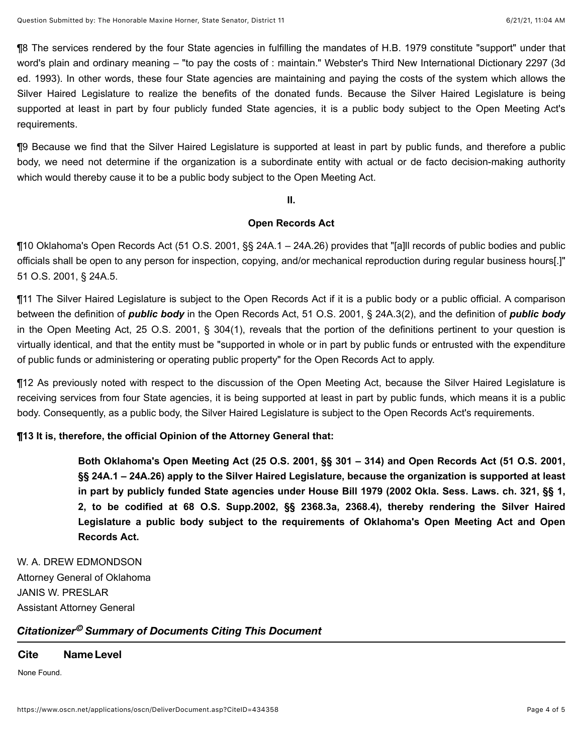¶8 The services rendered by the four State agencies in fulfilling the mandates of H.B. 1979 constitute "support" under that word's plain and ordinary meaning – "to pay the costs of : maintain." Webster's Third New International Dictionary 2297 (3d ed. 1993). In other words, these four State agencies are maintaining and paying the costs of the system which allows the Silver Haired Legislature to realize the benefits of the donated funds. Because the Silver Haired Legislature is being supported at least in part by four publicly funded State agencies, it is a public body subject to the Open Meeting Act's requirements.

¶9 Because we find that the Silver Haired Legislature is supported at least in part by public funds, and therefore a public body, we need not determine if the organization is a subordinate entity with actual or de facto decision-making authority which would thereby cause it to be a public body subject to the Open Meeting Act.

## II.

## Open Records Act

¶10 Oklahoma's Open Records Act (51 O.S. 2001, §§ 24A.1 – 24A.26) provides that "[a]ll records of public bodies and public officials shall be open to any person for inspection, copying, and/or mechanical reproduction during regular business hours[.]" 51 O.S. 2001, § 24A.5.

¶11 The Silver Haired Legislature is subject to the Open Records Act if it is a public body or a public official. A comparison between the definition of ***public body*** in the Open Records Act, 51 O.S. 2001, § 24A.3(2), and the definition of ***public body*** in the Open Meeting Act, 25 O.S. 2001, § 304(1), reveals that the portion of the definitions pertinent to your question is virtually identical, and that the entity must be "supported in whole or in part by public funds or entrusted with the expenditure of public funds or administering or operating public property" for the Open Records Act to apply.

¶12 As previously noted with respect to the discussion of the Open Meeting Act, because the Silver Haired Legislature is receiving services from four State agencies, it is being supported at least in part by public funds, which means it is a public body. Consequently, as a public body, the Silver Haired Legislature is subject to the Open Records Act's requirements.

**¶13 It is, therefore, the official Opinion of the Attorney General that:**

> **Both Oklahoma's Open Meeting Act (25 O.S. 2001, §§ 301 – 314) and Open Records Act (51 O.S. 2001, §§ 24A.1 – 24A.26) apply to the Silver Haired Legislature, because the organization is supported at least in part by publicly funded State agencies under House Bill 1979 (2002 Okla. Sess. Laws. ch. 321, §§ 1, 2, to be codified at 68 O.S. Supp.2002, §§ 2368.3a, 2368.4), thereby rendering the Silver Haired Legislature a public body subject to the requirements of Oklahoma's Open Meeting Act and Open Records Act.**

W. A. DREW EDMONDSON
Attorney General of Oklahoma
JANIS W. PRESLAR
Assistant Attorney General

### *Citationizer© Summary of Documents Citing This Document*

| Cite | Name | Level |
|---|---|---|

None Found.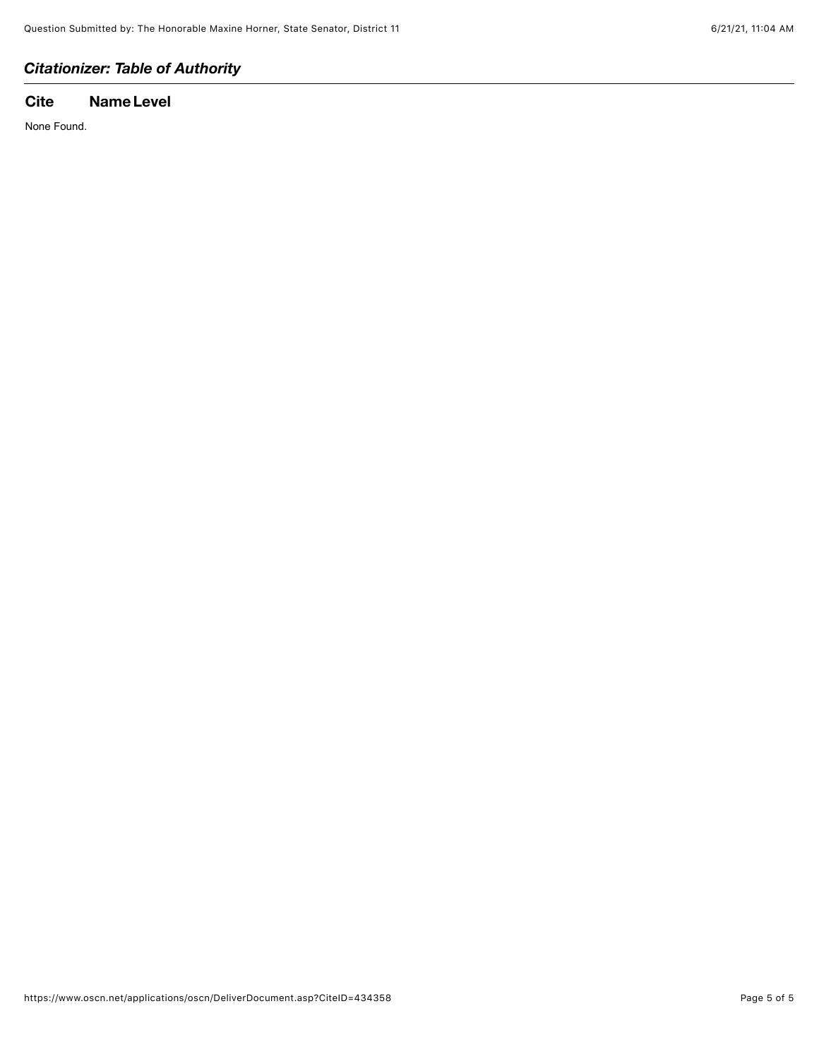## *Citationizer: Table of Authority*

| Cite | Name | Level |
| --- | --- | --- |

None Found.